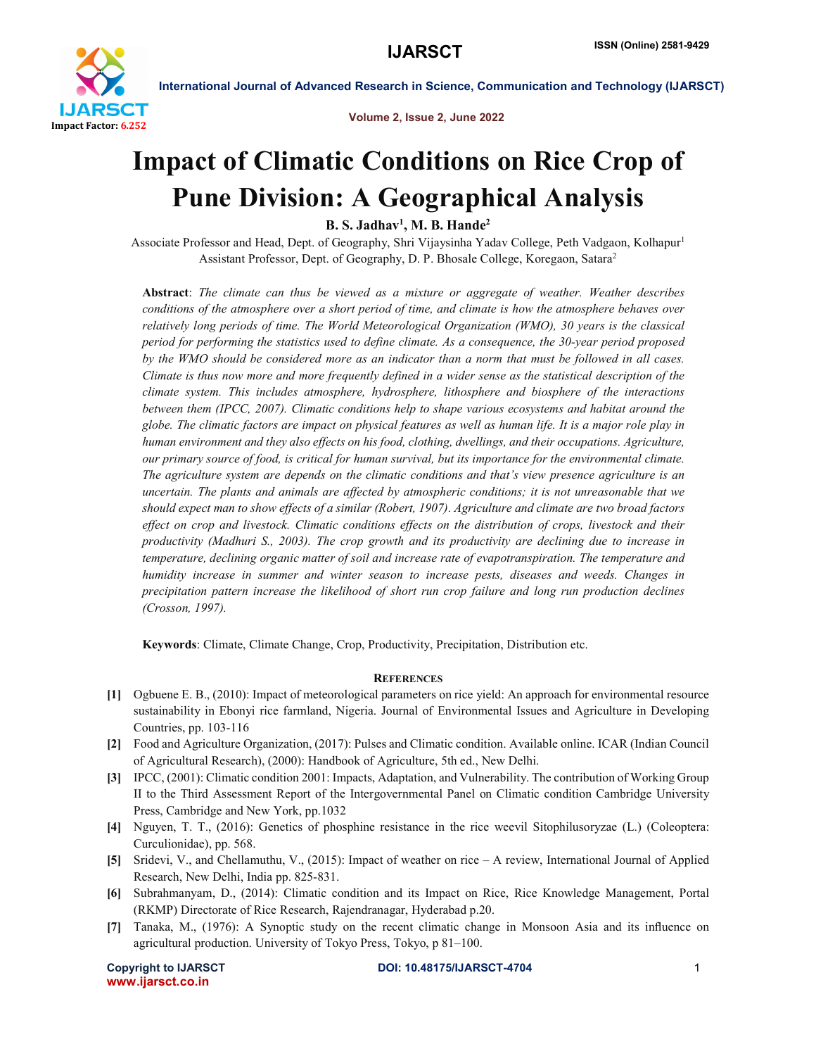# Impact of Climatic Conditions on Rice Crop of Pune Division: A Geographical Analysis

**B. S. Jadhav[1], M. B. Hande[2]**

Associate Professor and Head, Dept. of Geography, Shri Vijaysinha Yadav College, Peth Vadgaon, Kolhapur[1]
Assistant Professor, Dept. of Geography, D. P. Bhosale College, Koregaon, Satara[2]

**Abstract**: *The climate can thus be viewed as a mixture or aggregate of weather. Weather describes conditions of the atmosphere over a short period of time, and climate is how the atmosphere behaves over relatively long periods of time. The World Meteorological Organization (WMO), 30 years is the classical period for performing the statistics used to define climate. As a consequence, the 30-year period proposed by the WMO should be considered more as an indicator than a norm that must be followed in all cases. Climate is thus now more and more frequently defined in a wider sense as the statistical description of the climate system. This includes atmosphere, hydrosphere, lithosphere and biosphere of the interactions between them (IPCC, 2007). Climatic conditions help to shape various ecosystems and habitat around the globe. The climatic factors are impact on physical features as well as human life. It is a major role play in human environment and they also effects on his food, clothing, dwellings, and their occupations. Agriculture, our primary source of food, is critical for human survival, but its importance for the environmental climate. The agriculture system are depends on the climatic conditions and that's view presence agriculture is an uncertain. The plants and animals are affected by atmospheric conditions; it is not unreasonable that we should expect man to show effects of a similar (Robert, 1907). Agriculture and climate are two broad factors effect on crop and livestock. Climatic conditions effects on the distribution of crops, livestock and their productivity (Madhuri S., 2003). The crop growth and its productivity are declining due to increase in temperature, declining organic matter of soil and increase rate of evapotranspiration. The temperature and humidity increase in summer and winter season to increase pests, diseases and weeds. Changes in precipitation pattern increase the likelihood of short run crop failure and long run production declines (Crosson, 1997).*

**Keywords**: Climate, Climate Change, Crop, Productivity, Precipitation, Distribution etc.

## References

[1] Ogbuene E. B., (2010): Impact of meteorological parameters on rice yield: An approach for environmental resource sustainability in Ebonyi rice farmland, Nigeria. Journal of Environmental Issues and Agriculture in Developing Countries, pp. 103-116

[2] Food and Agriculture Organization, (2017): Pulses and Climatic condition. Available online. ICAR (Indian Council of Agricultural Research), (2000): Handbook of Agriculture, 5th ed., New Delhi.

[3] IPCC, (2001): Climatic condition 2001: Impacts, Adaptation, and Vulnerability. The contribution of Working Group II to the Third Assessment Report of the Intergovernmental Panel on Climatic condition Cambridge University Press, Cambridge and New York, pp.1032

[4] Nguyen, T. T., (2016): Genetics of phosphine resistance in the rice weevil Sitophilusoryzae (L.) (Coleoptera: Curculionidae), pp. 568.

[5] Sridevi, V., and Chellamuthu, V., (2015): Impact of weather on rice – A review, International Journal of Applied Research, New Delhi, India pp. 825-831.

[6] Subrahmanyam, D., (2014): Climatic condition and its Impact on Rice, Rice Knowledge Management, Portal (RKMP) Directorate of Rice Research, Rajendranagar, Hyderabad p.20.

[7] Tanaka, M., (1976): A Synoptic study on the recent climatic change in Monsoon Asia and its influence on agricultural production. University of Tokyo Press, Tokyo, p 81–100.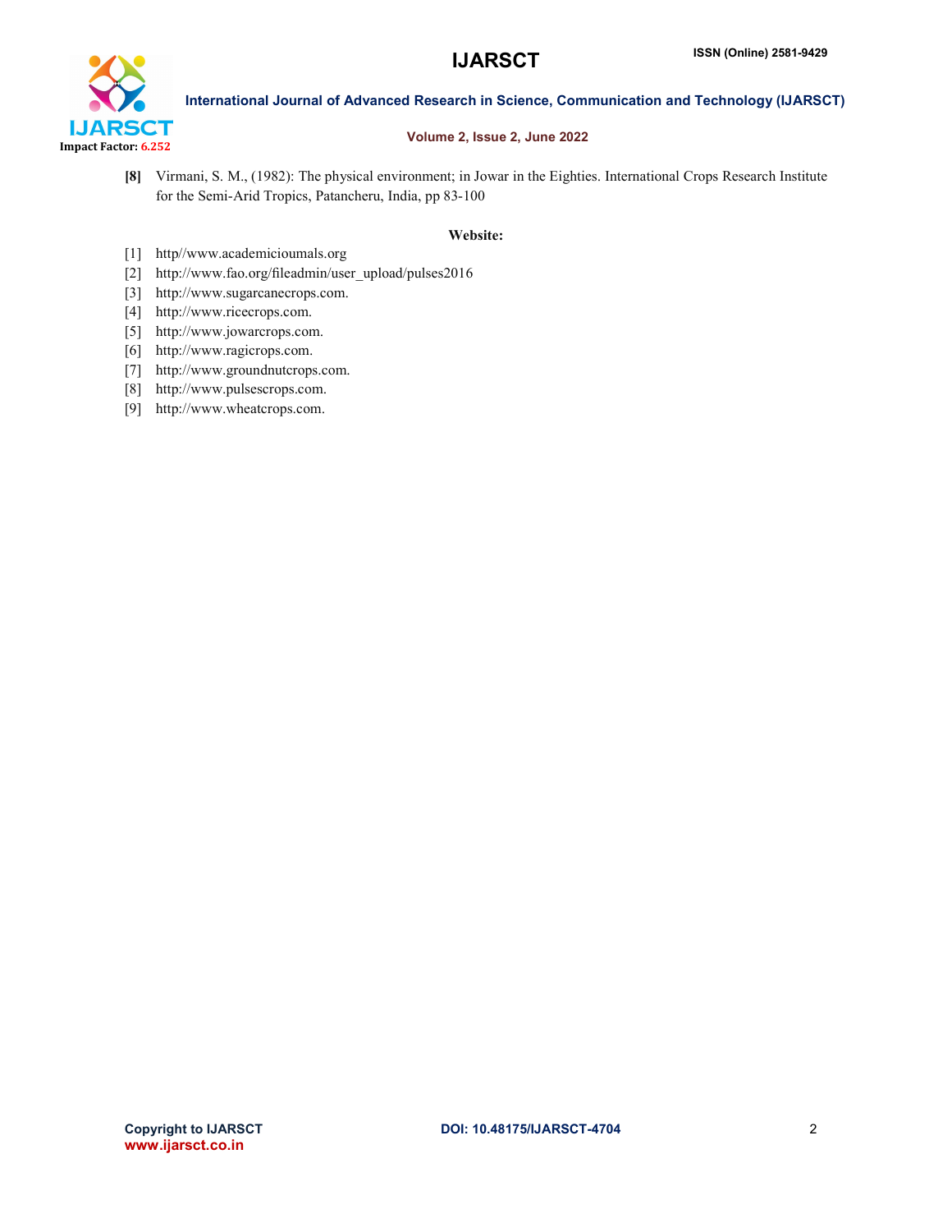**[8]** Virmani, S. M., (1982): The physical environment; in Jowar in the Eighties. International Crops Research Institute for the Semi-Arid Tropics, Patancheru, India, pp 83-100

**Website:**

[1] http//www.academicioumals.org
[2] http://www.fao.org/fileadmin/user_upload/pulses2016
[3] http://www.sugarcanecrops.com.
[4] http://www.ricecrops.com.
[5] http://www.jowarcrops.com.
[6] http://www.ragicrops.com.
[7] http://www.groundnutcrops.com.
[8] http://www.pulsescrops.com.
[9] http://www.wheatcrops.com.